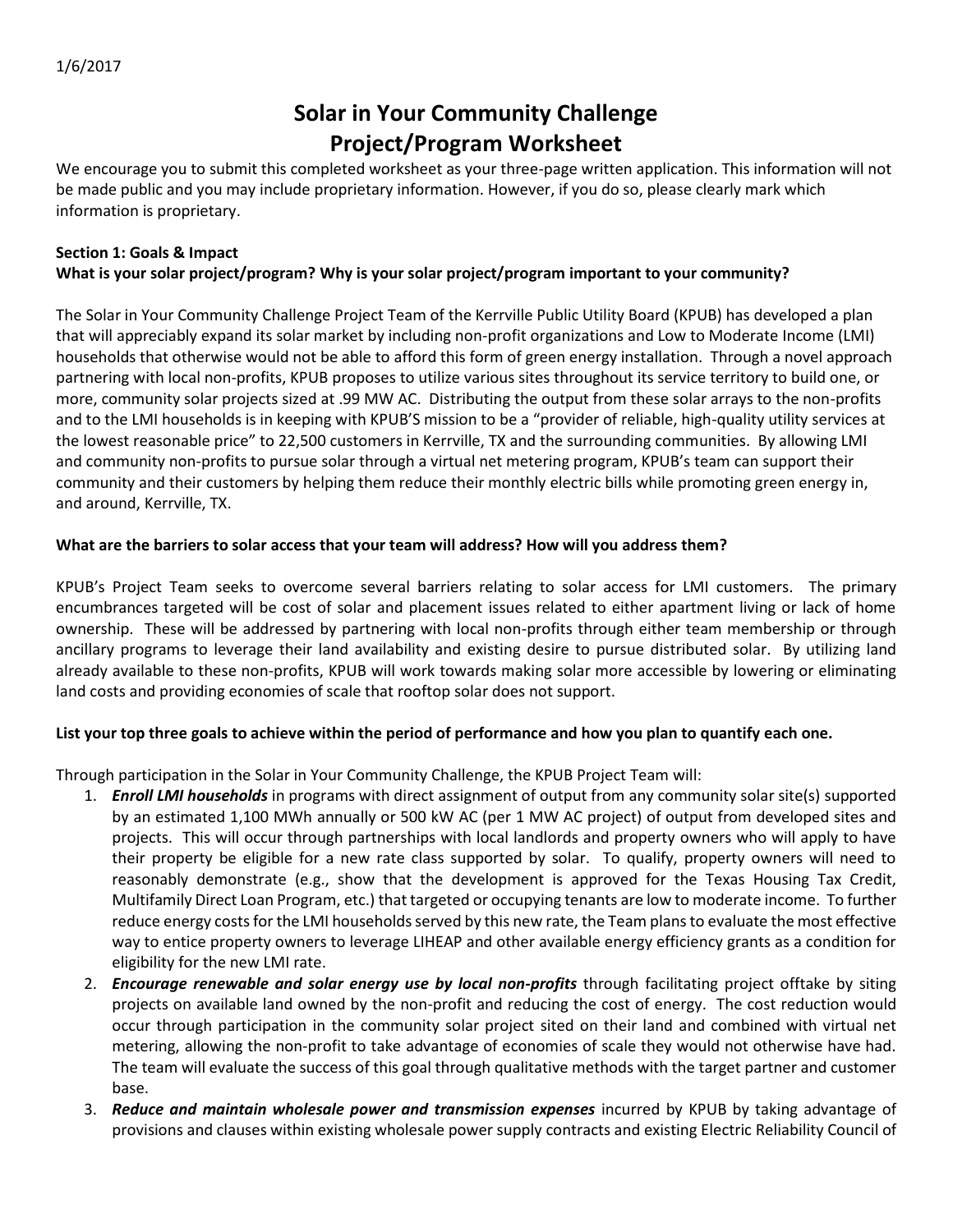1/6/2017

# Solar in Your Community Challenge
# Project/Program Worksheet

We encourage you to submit this completed worksheet as your three-page written application. This information will not be made public and you may include proprietary information. However, if you do so, please clearly mark which information is proprietary.

**Section 1: Goals & Impact**

**What is your solar project/program? Why is your solar project/program important to your community?**

The Solar in Your Community Challenge Project Team of the Kerrville Public Utility Board (KPUB) has developed a plan that will appreciably expand its solar market by including non-profit organizations and Low to Moderate Income (LMI) households that otherwise would not be able to afford this form of green energy installation. Through a novel approach partnering with local non-profits, KPUB proposes to utilize various sites throughout its service territory to build one, or more, community solar projects sized at .99 MW AC. Distributing the output from these solar arrays to the non-profits and to the LMI households is in keeping with KPUB'S mission to be a "provider of reliable, high-quality utility services at the lowest reasonable price" to 22,500 customers in Kerrville, TX and the surrounding communities. By allowing LMI and community non-profits to pursue solar through a virtual net metering program, KPUB's team can support their community and their customers by helping them reduce their monthly electric bills while promoting green energy in, and around, Kerrville, TX.

**What are the barriers to solar access that your team will address? How will you address them?**

KPUB's Project Team seeks to overcome several barriers relating to solar access for LMI customers. The primary encumbrances targeted will be cost of solar and placement issues related to either apartment living or lack of home ownership. These will be addressed by partnering with local non-profits through either team membership or through ancillary programs to leverage their land availability and existing desire to pursue distributed solar. By utilizing land already available to these non-profits, KPUB will work towards making solar more accessible by lowering or eliminating land costs and providing economies of scale that rooftop solar does not support.

**List your top three goals to achieve within the period of performance and how you plan to quantify each one.**

Through participation in the Solar in Your Community Challenge, the KPUB Project Team will:

1. ***Enroll LMI households*** in programs with direct assignment of output from any community solar site(s) supported by an estimated 1,100 MWh annually or 500 kW AC (per 1 MW AC project) of output from developed sites and projects. This will occur through partnerships with local landlords and property owners who will apply to have their property be eligible for a new rate class supported by solar. To qualify, property owners will need to reasonably demonstrate (e.g., show that the development is approved for the Texas Housing Tax Credit, Multifamily Direct Loan Program, etc.) that targeted or occupying tenants are low to moderate income. To further reduce energy costs for the LMI households served by this new rate, the Team plans to evaluate the most effective way to entice property owners to leverage LIHEAP and other available energy efficiency grants as a condition for eligibility for the new LMI rate.
2. ***Encourage renewable and solar energy use by local non-profits*** through facilitating project offtake by siting projects on available land owned by the non-profit and reducing the cost of energy. The cost reduction would occur through participation in the community solar project sited on their land and combined with virtual net metering, allowing the non-profit to take advantage of economies of scale they would not otherwise have had. The team will evaluate the success of this goal through qualitative methods with the target partner and customer base.
3. ***Reduce and maintain wholesale power and transmission expenses*** incurred by KPUB by taking advantage of provisions and clauses within existing wholesale power supply contracts and existing Electric Reliability Council of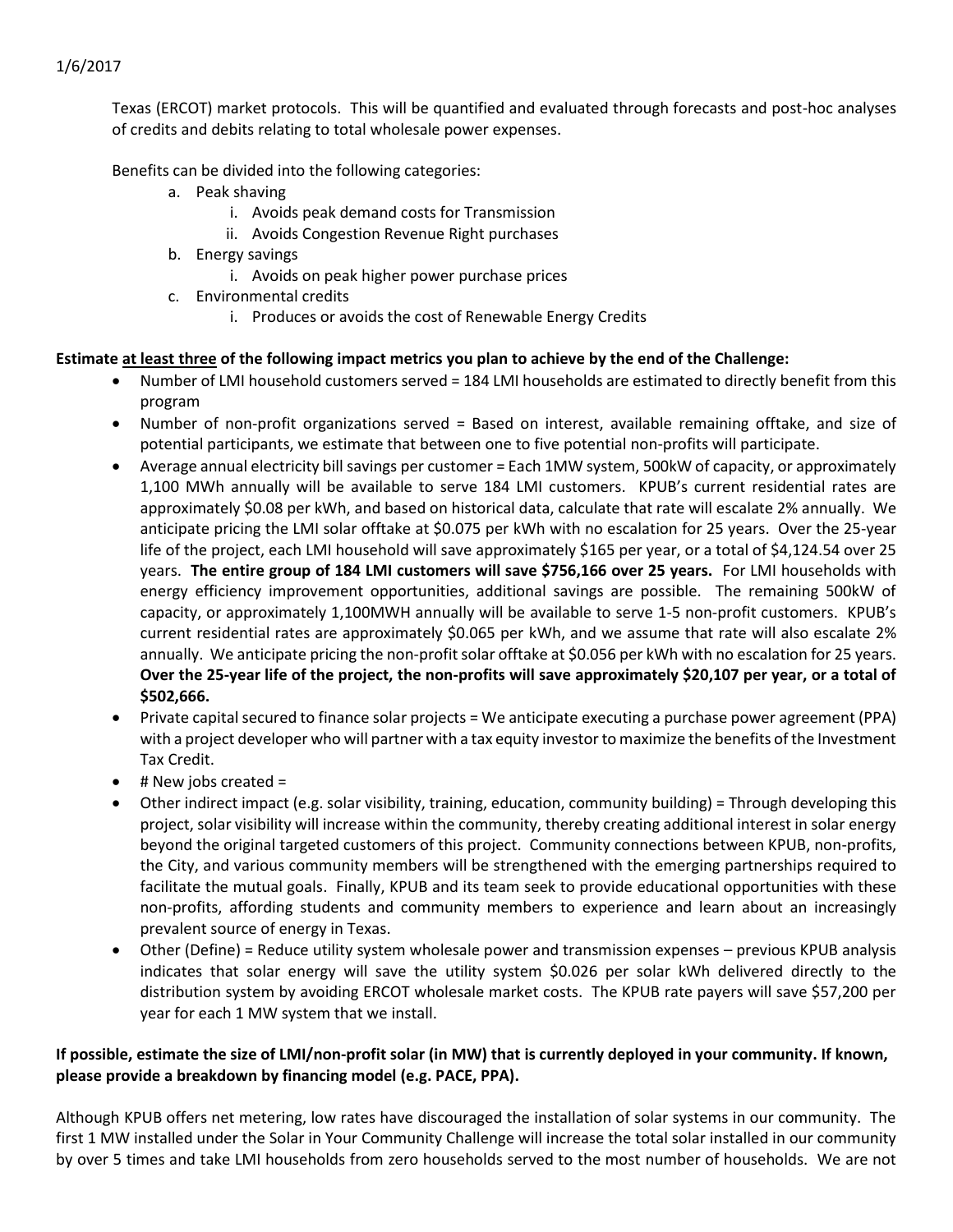Texas (ERCOT) market protocols. This will be quantified and evaluated through forecasts and post-hoc analyses of credits and debits relating to total wholesale power expenses.

Benefits can be divided into the following categories:

- a. Peak shaving
  - i. Avoids peak demand costs for Transmission
  - ii. Avoids Congestion Revenue Right purchases
- b. Energy savings
  - i. Avoids on peak higher power purchase prices
- c. Environmental credits
  - i. Produces or avoids the cost of Renewable Energy Credits

**Estimate at least three of the following impact metrics you plan to achieve by the end of the Challenge:**

- Number of LMI household customers served = 184 LMI households are estimated to directly benefit from this program
- Number of non-profit organizations served = Based on interest, available remaining offtake, and size of potential participants, we estimate that between one to five potential non-profits will participate.
- Average annual electricity bill savings per customer = Each 1MW system, 500kW of capacity, or approximately 1,100 MWh annually will be available to serve 184 LMI customers. KPUB's current residential rates are approximately $0.08 per kWh, and based on historical data, calculate that rate will escalate 2% annually. We anticipate pricing the LMI solar offtake at $0.075 per kWh with no escalation for 25 years. Over the 25-year life of the project, each LMI household will save approximately $165 per year, or a total of $4,124.54 over 25 years. **The entire group of 184 LMI customers will save $756,166 over 25 years.** For LMI households with energy efficiency improvement opportunities, additional savings are possible. The remaining 500kW of capacity, or approximately 1,100MWH annually will be available to serve 1-5 non-profit customers. KPUB's current residential rates are approximately $0.065 per kWh, and we assume that rate will also escalate 2% annually. We anticipate pricing the non-profit solar offtake at $0.056 per kWh with no escalation for 25 years. **Over the 25-year life of the project, the non-profits will save approximately $20,107 per year, or a total of $502,666.**
- Private capital secured to finance solar projects = We anticipate executing a purchase power agreement (PPA) with a project developer who will partner with a tax equity investor to maximize the benefits of the Investment Tax Credit.
- # New jobs created =
- Other indirect impact (e.g. solar visibility, training, education, community building) = Through developing this project, solar visibility will increase within the community, thereby creating additional interest in solar energy beyond the original targeted customers of this project. Community connections between KPUB, non-profits, the City, and various community members will be strengthened with the emerging partnerships required to facilitate the mutual goals. Finally, KPUB and its team seek to provide educational opportunities with these non-profits, affording students and community members to experience and learn about an increasingly prevalent source of energy in Texas.
- Other (Define) = Reduce utility system wholesale power and transmission expenses – previous KPUB analysis indicates that solar energy will save the utility system $0.026 per solar kWh delivered directly to the distribution system by avoiding ERCOT wholesale market costs. The KPUB rate payers will save $57,200 per year for each 1 MW system that we install.

**If possible, estimate the size of LMI/non-profit solar (in MW) that is currently deployed in your community. If known, please provide a breakdown by financing model (e.g. PACE, PPA).**

Although KPUB offers net metering, low rates have discouraged the installation of solar systems in our community. The first 1 MW installed under the Solar in Your Community Challenge will increase the total solar installed in our community by over 5 times and take LMI households from zero households served to the most number of households. We are not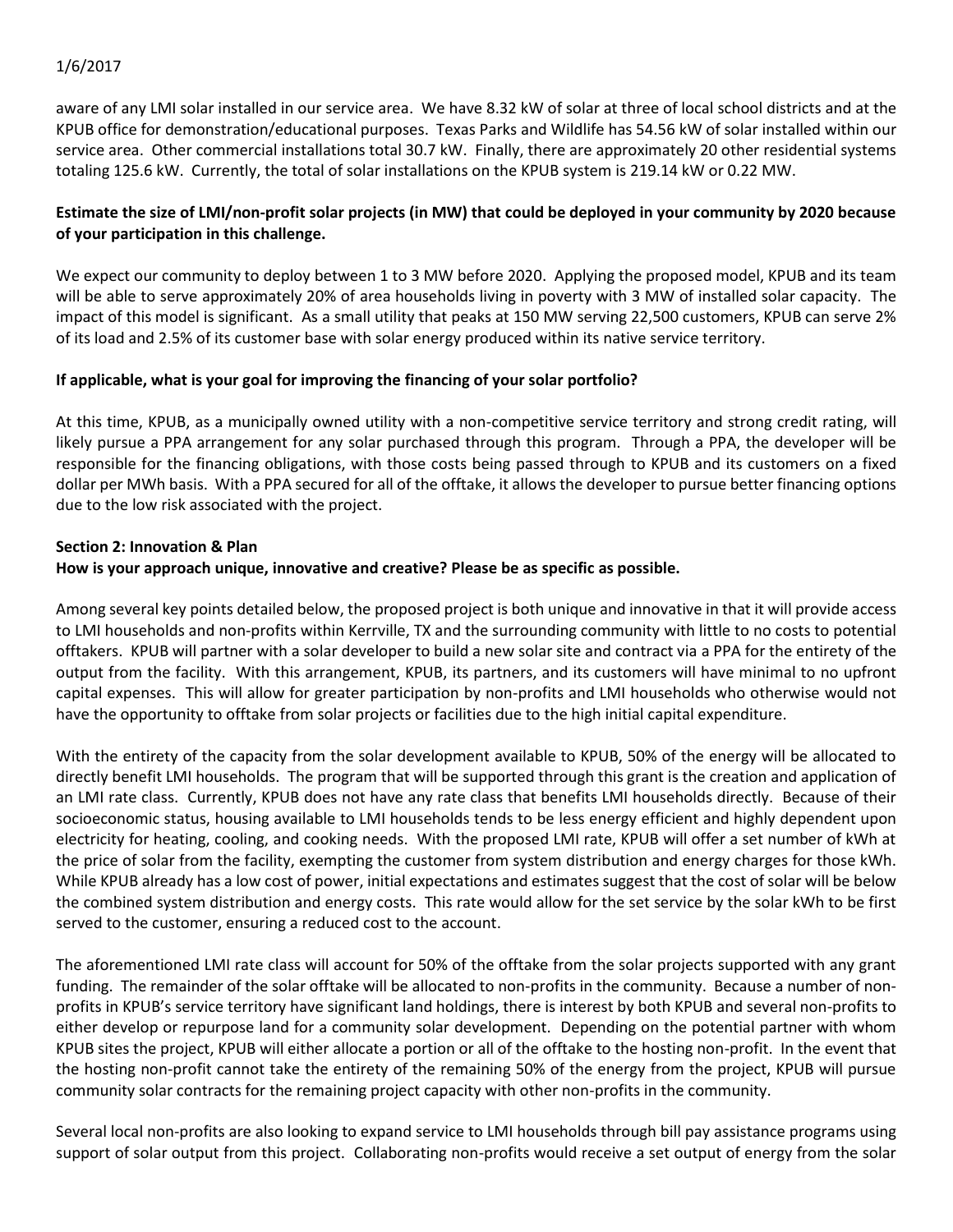aware of any LMI solar installed in our service area. We have 8.32 kW of solar at three of local school districts and at the KPUB office for demonstration/educational purposes. Texas Parks and Wildlife has 54.56 kW of solar installed within our service area. Other commercial installations total 30.7 kW. Finally, there are approximately 20 other residential systems totaling 125.6 kW. Currently, the total of solar installations on the KPUB system is 219.14 kW or 0.22 MW.

**Estimate the size of LMI/non-profit solar projects (in MW) that could be deployed in your community by 2020 because of your participation in this challenge.**

We expect our community to deploy between 1 to 3 MW before 2020. Applying the proposed model, KPUB and its team will be able to serve approximately 20% of area households living in poverty with 3 MW of installed solar capacity. The impact of this model is significant. As a small utility that peaks at 150 MW serving 22,500 customers, KPUB can serve 2% of its load and 2.5% of its customer base with solar energy produced within its native service territory.

**If applicable, what is your goal for improving the financing of your solar portfolio?**

At this time, KPUB, as a municipally owned utility with a non-competitive service territory and strong credit rating, will likely pursue a PPA arrangement for any solar purchased through this program. Through a PPA, the developer will be responsible for the financing obligations, with those costs being passed through to KPUB and its customers on a fixed dollar per MWh basis. With a PPA secured for all of the offtake, it allows the developer to pursue better financing options due to the low risk associated with the project.

**Section 2: Innovation & Plan**

**How is your approach unique, innovative and creative? Please be as specific as possible.**

Among several key points detailed below, the proposed project is both unique and innovative in that it will provide access to LMI households and non-profits within Kerrville, TX and the surrounding community with little to no costs to potential offtakers. KPUB will partner with a solar developer to build a new solar site and contract via a PPA for the entirety of the output from the facility. With this arrangement, KPUB, its partners, and its customers will have minimal to no upfront capital expenses. This will allow for greater participation by non-profits and LMI households who otherwise would not have the opportunity to offtake from solar projects or facilities due to the high initial capital expenditure.

With the entirety of the capacity from the solar development available to KPUB, 50% of the energy will be allocated to directly benefit LMI households. The program that will be supported through this grant is the creation and application of an LMI rate class. Currently, KPUB does not have any rate class that benefits LMI households directly. Because of their socioeconomic status, housing available to LMI households tends to be less energy efficient and highly dependent upon electricity for heating, cooling, and cooking needs. With the proposed LMI rate, KPUB will offer a set number of kWh at the price of solar from the facility, exempting the customer from system distribution and energy charges for those kWh. While KPUB already has a low cost of power, initial expectations and estimates suggest that the cost of solar will be below the combined system distribution and energy costs. This rate would allow for the set service by the solar kWh to be first served to the customer, ensuring a reduced cost to the account.

The aforementioned LMI rate class will account for 50% of the offtake from the solar projects supported with any grant funding. The remainder of the solar offtake will be allocated to non-profits in the community. Because a number of non-profits in KPUB's service territory have significant land holdings, there is interest by both KPUB and several non-profits to either develop or repurpose land for a community solar development. Depending on the potential partner with whom KPUB sites the project, KPUB will either allocate a portion or all of the offtake to the hosting non-profit. In the event that the hosting non-profit cannot take the entirety of the remaining 50% of the energy from the project, KPUB will pursue community solar contracts for the remaining project capacity with other non-profits in the community.

Several local non-profits are also looking to expand service to LMI households through bill pay assistance programs using support of solar output from this project. Collaborating non-profits would receive a set output of energy from the solar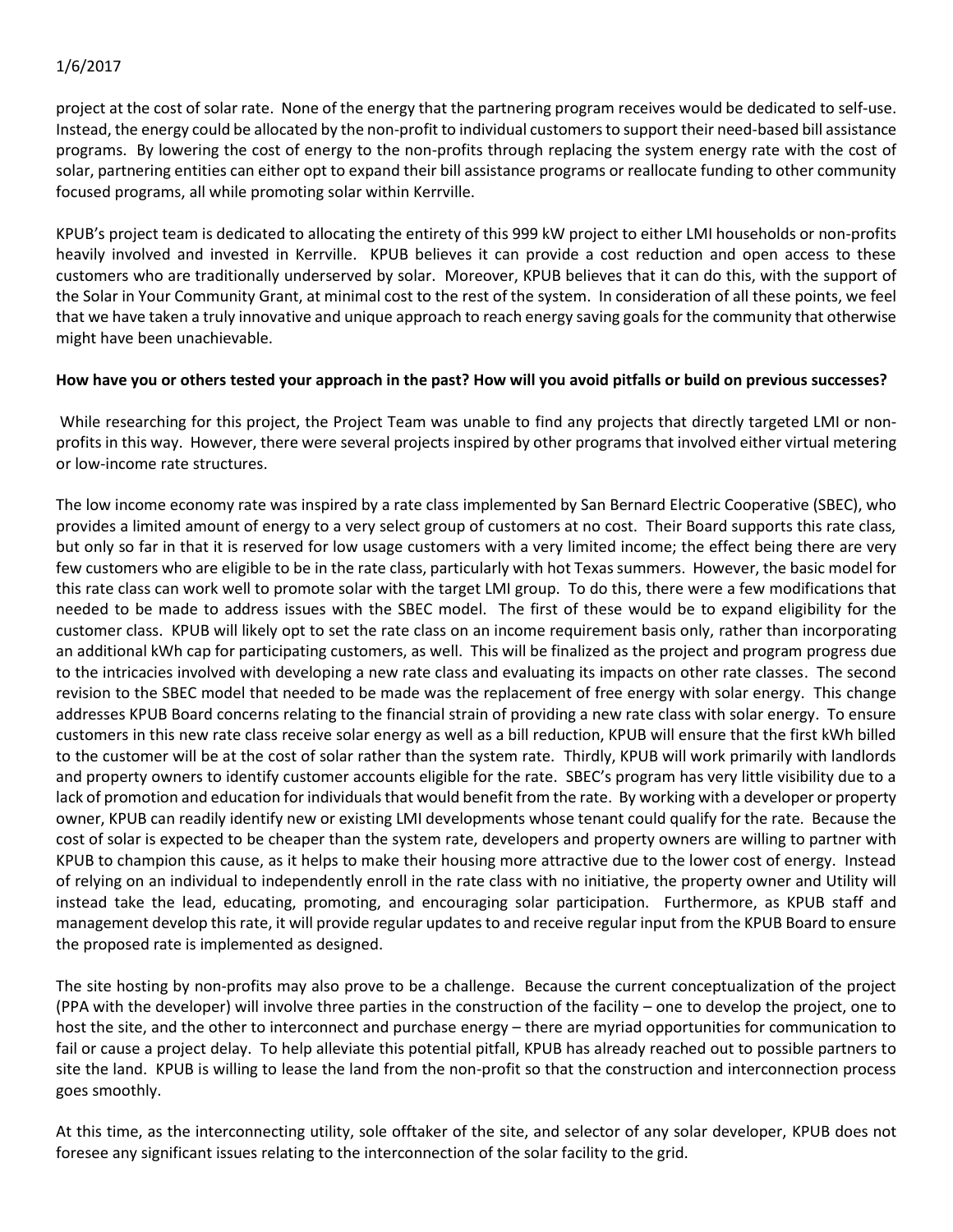project at the cost of solar rate. None of the energy that the partnering program receives would be dedicated to self-use. Instead, the energy could be allocated by the non-profit to individual customers to support their need-based bill assistance programs. By lowering the cost of energy to the non-profits through replacing the system energy rate with the cost of solar, partnering entities can either opt to expand their bill assistance programs or reallocate funding to other community focused programs, all while promoting solar within Kerrville.

KPUB's project team is dedicated to allocating the entirety of this 999 kW project to either LMI households or non-profits heavily involved and invested in Kerrville. KPUB believes it can provide a cost reduction and open access to these customers who are traditionally underserved by solar. Moreover, KPUB believes that it can do this, with the support of the Solar in Your Community Grant, at minimal cost to the rest of the system. In consideration of all these points, we feel that we have taken a truly innovative and unique approach to reach energy saving goals for the community that otherwise might have been unachievable.

**How have you or others tested your approach in the past? How will you avoid pitfalls or build on previous successes?**

While researching for this project, the Project Team was unable to find any projects that directly targeted LMI or non-profits in this way. However, there were several projects inspired by other programs that involved either virtual metering or low-income rate structures.

The low income economy rate was inspired by a rate class implemented by San Bernard Electric Cooperative (SBEC), who provides a limited amount of energy to a very select group of customers at no cost. Their Board supports this rate class, but only so far in that it is reserved for low usage customers with a very limited income; the effect being there are very few customers who are eligible to be in the rate class, particularly with hot Texas summers. However, the basic model for this rate class can work well to promote solar with the target LMI group. To do this, there were a few modifications that needed to be made to address issues with the SBEC model. The first of these would be to expand eligibility for the customer class. KPUB will likely opt to set the rate class on an income requirement basis only, rather than incorporating an additional kWh cap for participating customers, as well. This will be finalized as the project and program progress due to the intricacies involved with developing a new rate class and evaluating its impacts on other rate classes. The second revision to the SBEC model that needed to be made was the replacement of free energy with solar energy. This change addresses KPUB Board concerns relating to the financial strain of providing a new rate class with solar energy. To ensure customers in this new rate class receive solar energy as well as a bill reduction, KPUB will ensure that the first kWh billed to the customer will be at the cost of solar rather than the system rate. Thirdly, KPUB will work primarily with landlords and property owners to identify customer accounts eligible for the rate. SBEC's program has very little visibility due to a lack of promotion and education for individuals that would benefit from the rate. By working with a developer or property owner, KPUB can readily identify new or existing LMI developments whose tenant could qualify for the rate. Because the cost of solar is expected to be cheaper than the system rate, developers and property owners are willing to partner with KPUB to champion this cause, as it helps to make their housing more attractive due to the lower cost of energy. Instead of relying on an individual to independently enroll in the rate class with no initiative, the property owner and Utility will instead take the lead, educating, promoting, and encouraging solar participation. Furthermore, as KPUB staff and management develop this rate, it will provide regular updates to and receive regular input from the KPUB Board to ensure the proposed rate is implemented as designed.

The site hosting by non-profits may also prove to be a challenge. Because the current conceptualization of the project (PPA with the developer) will involve three parties in the construction of the facility – one to develop the project, one to host the site, and the other to interconnect and purchase energy – there are myriad opportunities for communication to fail or cause a project delay. To help alleviate this potential pitfall, KPUB has already reached out to possible partners to site the land. KPUB is willing to lease the land from the non-profit so that the construction and interconnection process goes smoothly.

At this time, as the interconnecting utility, sole offtaker of the site, and selector of any solar developer, KPUB does not foresee any significant issues relating to the interconnection of the solar facility to the grid.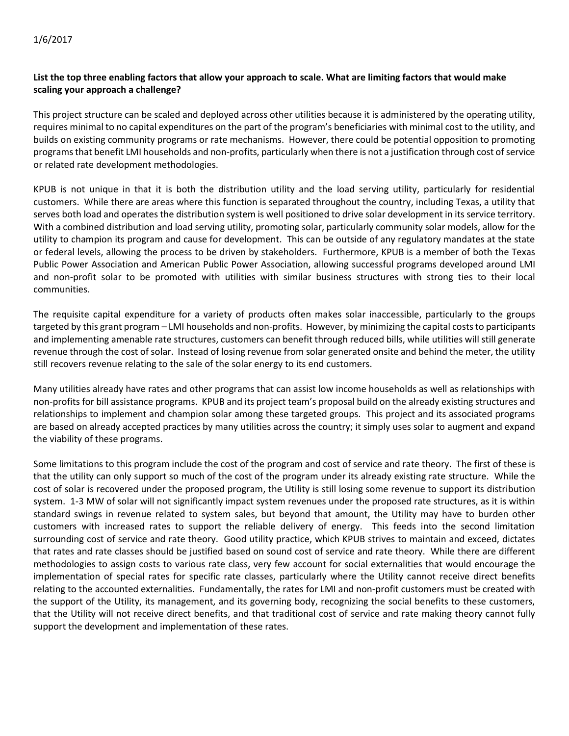1/6/2017

**List the top three enabling factors that allow your approach to scale. What are limiting factors that would make scaling your approach a challenge?**

This project structure can be scaled and deployed across other utilities because it is administered by the operating utility, requires minimal to no capital expenditures on the part of the program's beneficiaries with minimal cost to the utility, and builds on existing community programs or rate mechanisms. However, there could be potential opposition to promoting programs that benefit LMI households and non-profits, particularly when there is not a justification through cost of service or related rate development methodologies.

KPUB is not unique in that it is both the distribution utility and the load serving utility, particularly for residential customers. While there are areas where this function is separated throughout the country, including Texas, a utility that serves both load and operates the distribution system is well positioned to drive solar development in its service territory. With a combined distribution and load serving utility, promoting solar, particularly community solar models, allow for the utility to champion its program and cause for development. This can be outside of any regulatory mandates at the state or federal levels, allowing the process to be driven by stakeholders. Furthermore, KPUB is a member of both the Texas Public Power Association and American Public Power Association, allowing successful programs developed around LMI and non-profit solar to be promoted with utilities with similar business structures with strong ties to their local communities.

The requisite capital expenditure for a variety of products often makes solar inaccessible, particularly to the groups targeted by this grant program – LMI households and non-profits. However, by minimizing the capital costs to participants and implementing amenable rate structures, customers can benefit through reduced bills, while utilities will still generate revenue through the cost of solar. Instead of losing revenue from solar generated onsite and behind the meter, the utility still recovers revenue relating to the sale of the solar energy to its end customers.

Many utilities already have rates and other programs that can assist low income households as well as relationships with non-profits for bill assistance programs. KPUB and its project team's proposal build on the already existing structures and relationships to implement and champion solar among these targeted groups. This project and its associated programs are based on already accepted practices by many utilities across the country; it simply uses solar to augment and expand the viability of these programs.

Some limitations to this program include the cost of the program and cost of service and rate theory. The first of these is that the utility can only support so much of the cost of the program under its already existing rate structure. While the cost of solar is recovered under the proposed program, the Utility is still losing some revenue to support its distribution system. 1-3 MW of solar will not significantly impact system revenues under the proposed rate structures, as it is within standard swings in revenue related to system sales, but beyond that amount, the Utility may have to burden other customers with increased rates to support the reliable delivery of energy. This feeds into the second limitation surrounding cost of service and rate theory. Good utility practice, which KPUB strives to maintain and exceed, dictates that rates and rate classes should be justified based on sound cost of service and rate theory. While there are different methodologies to assign costs to various rate class, very few account for social externalities that would encourage the implementation of special rates for specific rate classes, particularly where the Utility cannot receive direct benefits relating to the accounted externalities. Fundamentally, the rates for LMI and non-profit customers must be created with the support of the Utility, its management, and its governing body, recognizing the social benefits to these customers, that the Utility will not receive direct benefits, and that traditional cost of service and rate making theory cannot fully support the development and implementation of these rates.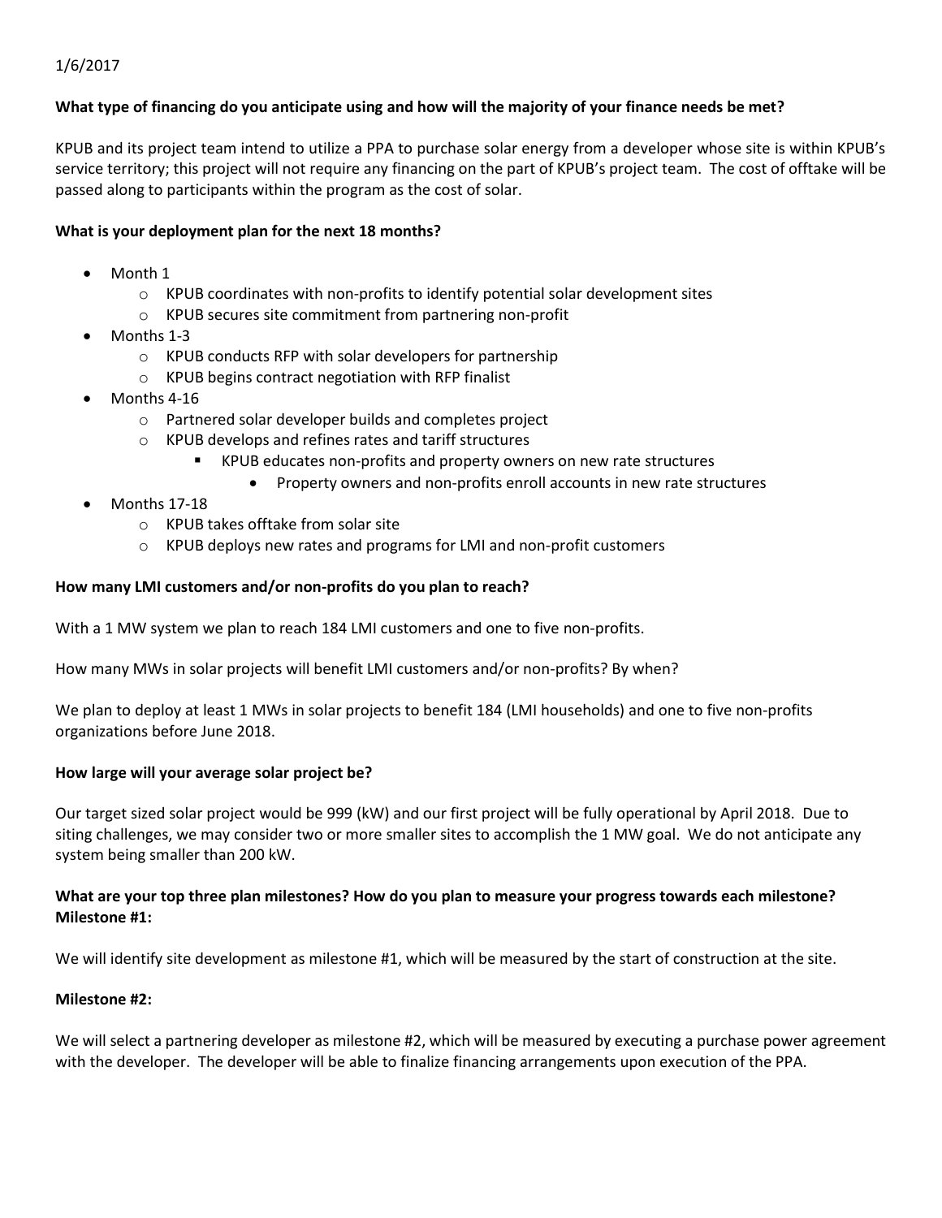1/6/2017

**What type of financing do you anticipate using and how will the majority of your finance needs be met?**

KPUB and its project team intend to utilize a PPA to purchase solar energy from a developer whose site is within KPUB's service territory; this project will not require any financing on the part of KPUB's project team. The cost of offtake will be passed along to participants within the program as the cost of solar.

**What is your deployment plan for the next 18 months?**

- Month 1
  - KPUB coordinates with non-profits to identify potential solar development sites
  - KPUB secures site commitment from partnering non-profit
- Months 1-3
  - KPUB conducts RFP with solar developers for partnership
  - KPUB begins contract negotiation with RFP finalist
- Months 4-16
  - Partnered solar developer builds and completes project
  - KPUB develops and refines rates and tariff structures
    - KPUB educates non-profits and property owners on new rate structures
      - Property owners and non-profits enroll accounts in new rate structures
- Months 17-18
  - KPUB takes offtake from solar site
  - KPUB deploys new rates and programs for LMI and non-profit customers

**How many LMI customers and/or non-profits do you plan to reach?**

With a 1 MW system we plan to reach 184 LMI customers and one to five non-profits.

How many MWs in solar projects will benefit LMI customers and/or non-profits? By when?

We plan to deploy at least 1 MWs in solar projects to benefit 184 (LMI households) and one to five non-profits organizations before June 2018.

**How large will your average solar project be?**

Our target sized solar project would be 999 (kW) and our first project will be fully operational by April 2018. Due to siting challenges, we may consider two or more smaller sites to accomplish the 1 MW goal. We do not anticipate any system being smaller than 200 kW.

**What are your top three plan milestones? How do you plan to measure your progress towards each milestone?**
**Milestone #1:**

We will identify site development as milestone #1, which will be measured by the start of construction at the site.

**Milestone #2:**

We will select a partnering developer as milestone #2, which will be measured by executing a purchase power agreement with the developer. The developer will be able to finalize financing arrangements upon execution of the PPA.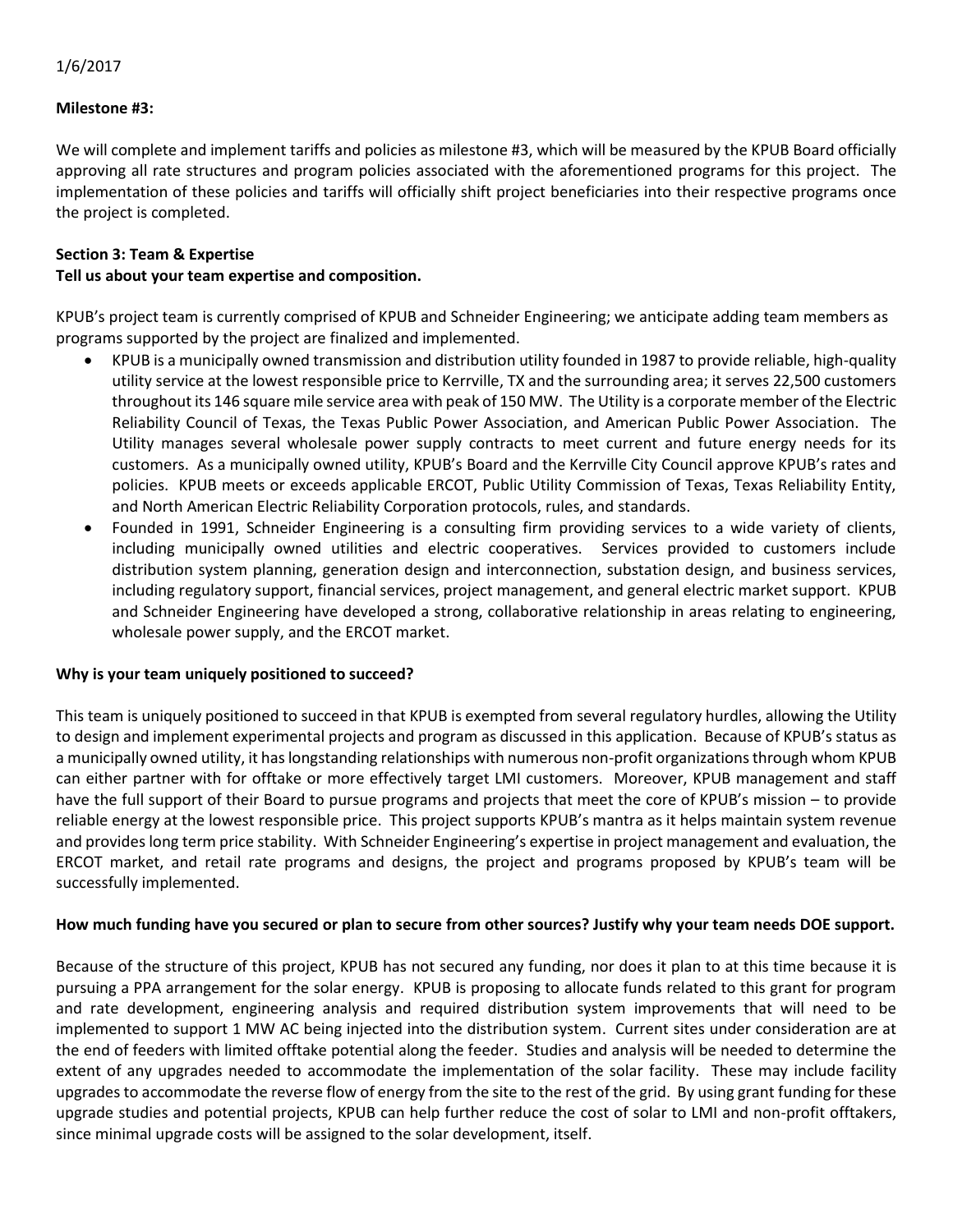1/6/2017

**Milestone #3:**

We will complete and implement tariffs and policies as milestone #3, which will be measured by the KPUB Board officially approving all rate structures and program policies associated with the aforementioned programs for this project. The implementation of these policies and tariffs will officially shift project beneficiaries into their respective programs once the project is completed.

**Section 3: Team & Expertise**

**Tell us about your team expertise and composition.**

KPUB's project team is currently comprised of KPUB and Schneider Engineering; we anticipate adding team members as programs supported by the project are finalized and implemented.

- KPUB is a municipally owned transmission and distribution utility founded in 1987 to provide reliable, high-quality utility service at the lowest responsible price to Kerrville, TX and the surrounding area; it serves 22,500 customers throughout its 146 square mile service area with peak of 150 MW. The Utility is a corporate member of the Electric Reliability Council of Texas, the Texas Public Power Association, and American Public Power Association. The Utility manages several wholesale power supply contracts to meet current and future energy needs for its customers. As a municipally owned utility, KPUB's Board and the Kerrville City Council approve KPUB's rates and policies. KPUB meets or exceeds applicable ERCOT, Public Utility Commission of Texas, Texas Reliability Entity, and North American Electric Reliability Corporation protocols, rules, and standards.
- Founded in 1991, Schneider Engineering is a consulting firm providing services to a wide variety of clients, including municipally owned utilities and electric cooperatives. Services provided to customers include distribution system planning, generation design and interconnection, substation design, and business services, including regulatory support, financial services, project management, and general electric market support. KPUB and Schneider Engineering have developed a strong, collaborative relationship in areas relating to engineering, wholesale power supply, and the ERCOT market.

**Why is your team uniquely positioned to succeed?**

This team is uniquely positioned to succeed in that KPUB is exempted from several regulatory hurdles, allowing the Utility to design and implement experimental projects and program as discussed in this application. Because of KPUB's status as a municipally owned utility, it has longstanding relationships with numerous non-profit organizations through whom KPUB can either partner with for offtake or more effectively target LMI customers. Moreover, KPUB management and staff have the full support of their Board to pursue programs and projects that meet the core of KPUB's mission – to provide reliable energy at the lowest responsible price. This project supports KPUB's mantra as it helps maintain system revenue and provides long term price stability. With Schneider Engineering's expertise in project management and evaluation, the ERCOT market, and retail rate programs and designs, the project and programs proposed by KPUB's team will be successfully implemented.

**How much funding have you secured or plan to secure from other sources? Justify why your team needs DOE support.**

Because of the structure of this project, KPUB has not secured any funding, nor does it plan to at this time because it is pursuing a PPA arrangement for the solar energy. KPUB is proposing to allocate funds related to this grant for program and rate development, engineering analysis and required distribution system improvements that will need to be implemented to support 1 MW AC being injected into the distribution system. Current sites under consideration are at the end of feeders with limited offtake potential along the feeder. Studies and analysis will be needed to determine the extent of any upgrades needed to accommodate the implementation of the solar facility. These may include facility upgrades to accommodate the reverse flow of energy from the site to the rest of the grid. By using grant funding for these upgrade studies and potential projects, KPUB can help further reduce the cost of solar to LMI and non-profit offtakers, since minimal upgrade costs will be assigned to the solar development, itself.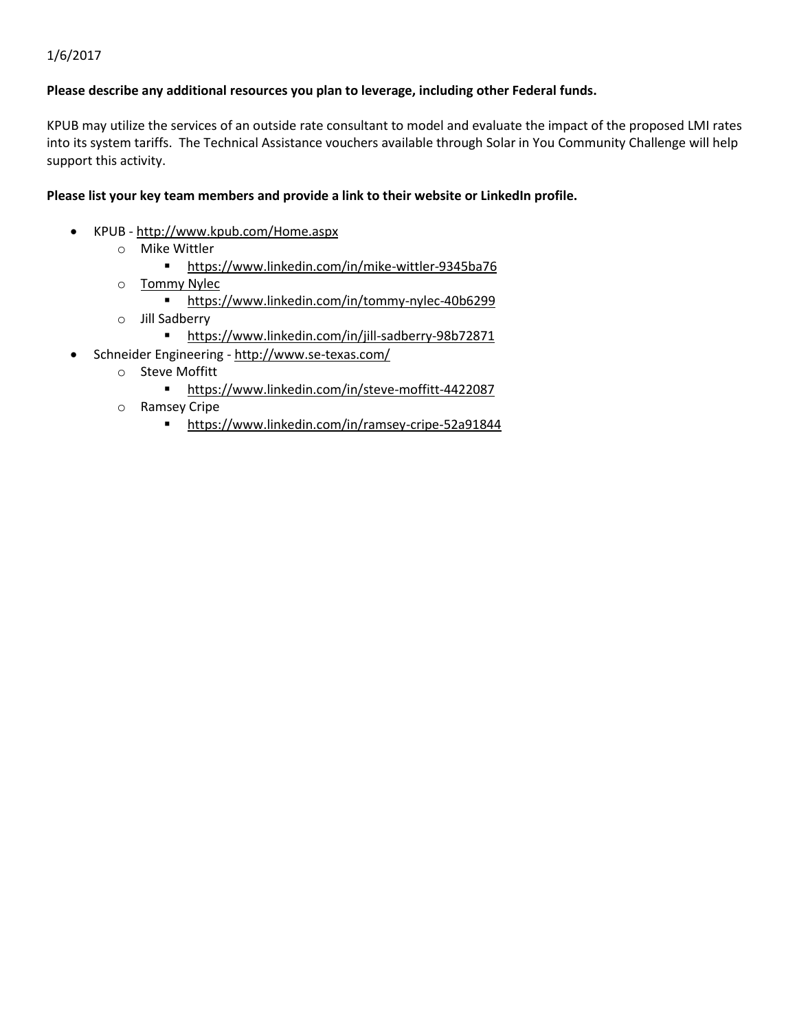1/6/2017

**Please describe any additional resources you plan to leverage, including other Federal funds.**

KPUB may utilize the services of an outside rate consultant to model and evaluate the impact of the proposed LMI rates into its system tariffs. The Technical Assistance vouchers available through Solar in You Community Challenge will help support this activity.

**Please list your key team members and provide a link to their website or LinkedIn profile.**

- KPUB - http://www.kpub.com/Home.aspx
  - Mike Wittler
    - https://www.linkedin.com/in/mike-wittler-9345ba76
  - Tommy Nylec
    - https://www.linkedin.com/in/tommy-nylec-40b6299
  - Jill Sadberry
    - https://www.linkedin.com/in/jill-sadberry-98b72871
- Schneider Engineering - http://www.se-texas.com/
  - Steve Moffitt
    - https://www.linkedin.com/in/steve-moffitt-4422087
  - Ramsey Cripe
    - https://www.linkedin.com/in/ramsey-cripe-52a91844